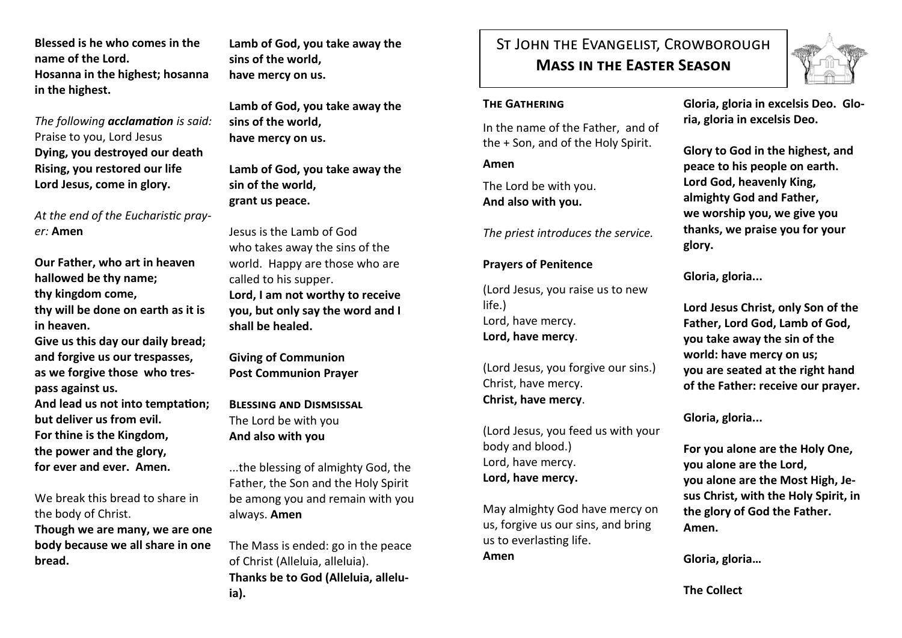**Blessed is he who comes in the name of the Lord.**
**Hosanna in the highest; hosanna in the highest.**

*The following **acclamation** is said:*
Praise to you, Lord Jesus
**Dying, you destroyed our death**
**Rising, you restored our life**
**Lord Jesus, come in glory.**

*At the end of the Eucharistic prayer:* **Amen**

**Our Father, who art in heaven**
**hallowed be thy name;**
**thy kingdom come,**
**thy will be done on earth as it is in heaven.**
**Give us this day our daily bread;**
**and forgive us our trespasses,**
**as we forgive those who trespass against us.**
**And lead us not into temptation;**
**but deliver us from evil.**
**For thine is the Kingdom,**
**the power and the glory,**
**for ever and ever. Amen.**

We break this bread to share in the body of Christ.
**Though we are many, we are one body because we all share in one bread.**

**Lamb of God, you take away the sins of the world,**
**have mercy on us.**

**Lamb of God, you take away the sins of the world,**
**have mercy on us.**

**Lamb of God, you take away the sin of the world,**
**grant us peace.**

Jesus is the Lamb of God who takes away the sins of the world. Happy are those who are called to his supper.
**Lord, I am not worthy to receive you, but only say the word and I shall be healed.**

**Giving of Communion**
**Post Communion Prayer**

**BLESSING AND DISMSISSAL**
The Lord be with you
**And also with you**

...the blessing of almighty God, the Father, the Son and the Holy Spirit be among you and remain with you always. **Amen**

The Mass is ended: go in the peace of Christ (Alleluia, alleluia).
**Thanks be to God (Alleluia, alleluia).**

# ST JOHN THE EVANGELIST, CROWBOROUGH
## MASS IN THE EASTER SEASON

**THE GATHERING**

In the name of the Father, and of the + Son, and of the Holy Spirit.

**Amen**

The Lord be with you.
**And also with you.**

*The priest introduces the service.*

**Prayers of Penitence**

(Lord Jesus, you raise us to new life.)
Lord, have mercy.
**Lord, have mercy**.

(Lord Jesus, you forgive our sins.)
Christ, have mercy.
**Christ, have mercy**.

(Lord Jesus, you feed us with your body and blood.)
Lord, have mercy.
**Lord, have mercy.**

May almighty God have mercy on us, forgive us our sins, and bring us to everlasting life.
**Amen**

**Gloria, gloria in excelsis Deo. Gloria, gloria in excelsis Deo.**

**Glory to God in the highest, and peace to his people on earth.**
**Lord God, heavenly King,**
**almighty God and Father,**
**we worship you, we give you thanks, we praise you for your glory.**

**Gloria, gloria...**

**Lord Jesus Christ, only Son of the Father, Lord God, Lamb of God, you take away the sin of the world: have mercy on us;**
**you are seated at the right hand of the Father: receive our prayer.**

**Gloria, gloria...**

**For you alone are the Holy One,**
**you alone are the Lord,**
**you alone are the Most High, Jesus Christ, with the Holy Spirit, in the glory of God the Father.**
**Amen.**

**Gloria, gloria…**

**The Collect**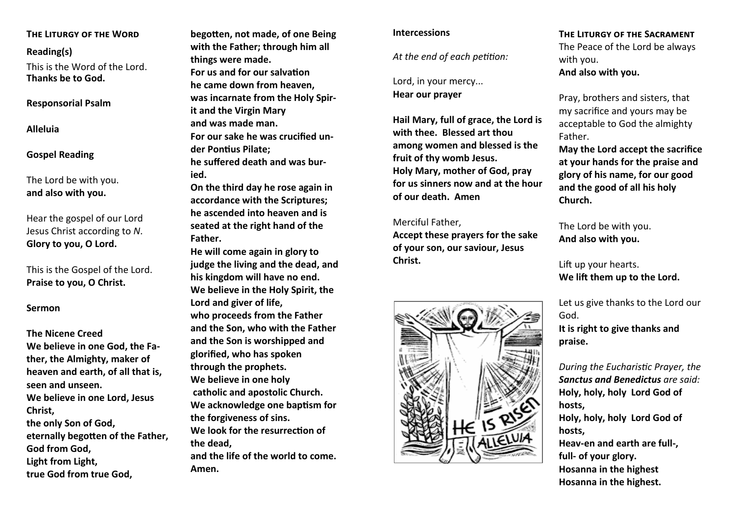**The Liturgy of the Word**

**Reading(s)**

This is the Word of the Lord.
**Thanks be to God.**

**Responsorial Psalm**

**Alleluia**

**Gospel Reading**

The Lord be with you.
**and also with you.**

Hear the gospel of our Lord Jesus Christ according to *N*.
**Glory to you, O Lord.**

This is the Gospel of the Lord.
**Praise to you, O Christ.**

**Sermon**

**The Nicene Creed**
**We believe in one God, the Father, the Almighty, maker of heaven and earth, of all that is, seen and unseen.**
**We believe in one Lord, Jesus Christ,**
**the only Son of God,**
**eternally begotten of the Father,**
**God from God,**
**Light from Light,**
**true God from true God,**
**begotten, not made, of one Being with the Father; through him all things were made.**
**For us and for our salvation**
**he came down from heaven,**
**was incarnate from the Holy Spirit and the Virgin Mary**
**and was made man.**
**For our sake he was crucified under Pontius Pilate;**
**he suffered death and was buried.**
**On the third day he rose again in accordance with the Scriptures;**
**he ascended into heaven and is seated at the right hand of the Father.**
**He will come again in glory to judge the living and the dead, and his kingdom will have no end.**
**We believe in the Holy Spirit, the Lord and giver of life,**
**who proceeds from the Father and the Son, who with the Father and the Son is worshipped and glorified, who has spoken through the prophets.**
**We believe in one holy catholic and apostolic Church.**
**We acknowledge one baptism for the forgiveness of sins.**
**We look for the resurrection of the dead,**
**and the life of the world to come.**
**Amen.**

**Intercessions**

*At the end of each petition:*

Lord, in your mercy...
**Hear our prayer**

**Hail Mary, full of grace, the Lord is with thee. Blessed art thou among women and blessed is the fruit of thy womb Jesus.**
**Holy Mary, mother of God, pray for us sinners now and at the hour of our death. Amen**

Merciful Father,
**Accept these prayers for the sake of your son, our saviour, Jesus Christ.**

HE IS RISEN
ALLELUIA

**The Liturgy of the Sacrament**
The Peace of the Lord be always with you.
**And also with you.**

Pray, brothers and sisters, that my sacrifice and yours may be acceptable to God the almighty Father.
**May the Lord accept the sacrifice at your hands for the praise and glory of his name, for our good and the good of all his holy Church.**

The Lord be with you.
**And also with you.**

Lift up your hearts.
**We lift them up to the Lord.**

Let us give thanks to the Lord our God.
**It is right to give thanks and praise.**

*During the Eucharistic Prayer, the* ***Sanctus and Benedictus*** *are said:*
**Holy, holy, holy Lord God of hosts,**
**Holy, holy, holy Lord God of hosts,**
**Heav-en and earth are full-,**
**full- of your glory.**
**Hosanna in the highest**
**Hosanna in the highest.**